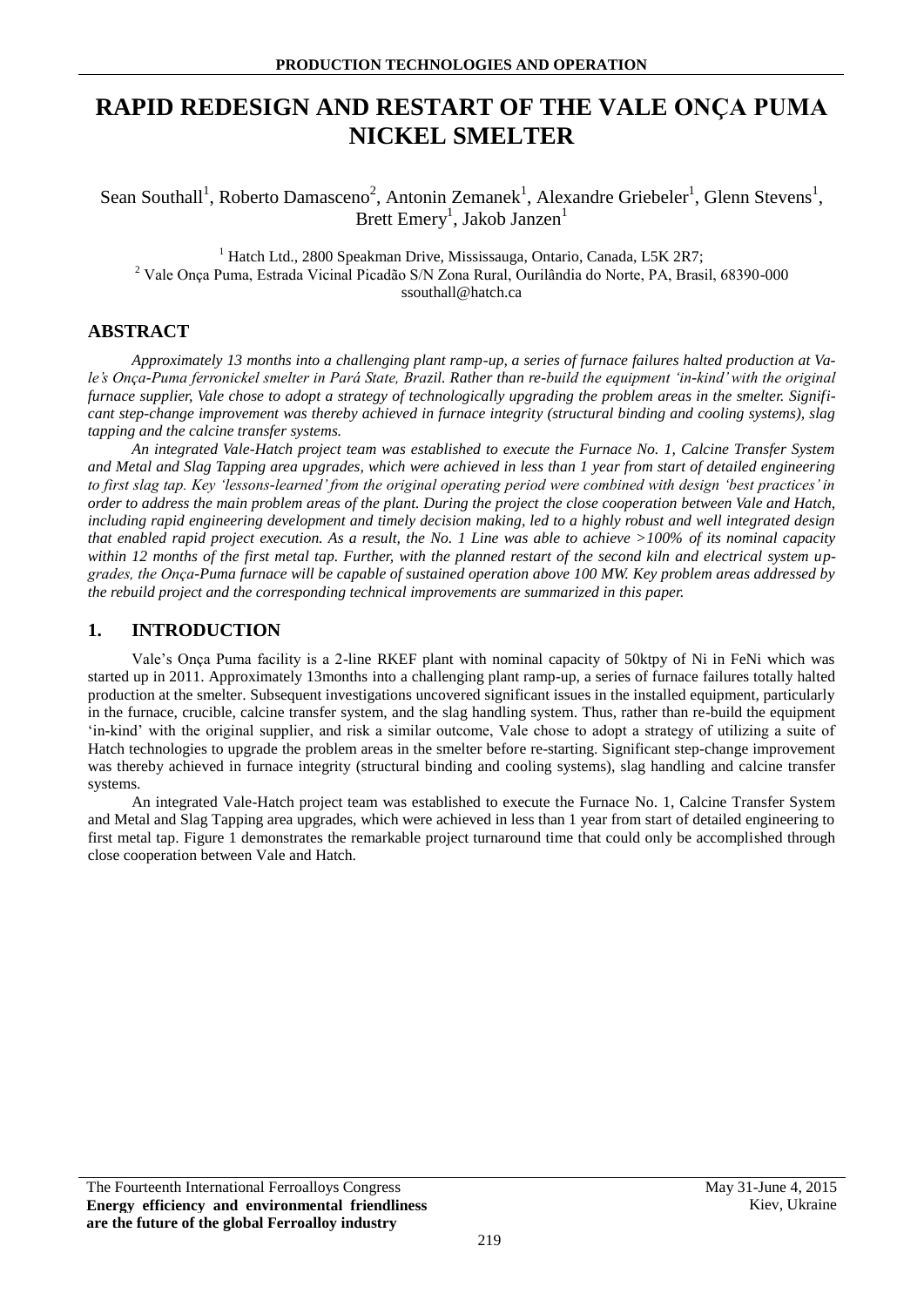# RAPID REDESIGN AND RESTART OF THE VALE ONÇA PUMA NICKEL SMELTER

Sean Southall[1], Roberto Damasceno[2], Antonin Zemanek[1], Alexandre Griebeler[1], Glenn Stevens[1], Brett Emery[1], Jakob Janzen[1]

[1] Hatch Ltd., 2800 Speakman Drive, Mississauga, Ontario, Canada, L5K 2R7;
[2] Vale Onça Puma, Estrada Vicinal Picadão S/N Zona Rural, Ourilândia do Norte, PA, Brasil, 68390-000
ssouthall@hatch.ca

## ABSTRACT

*Approximately 13 months into a challenging plant ramp-up, a series of furnace failures halted production at Vale's Onça-Puma ferronickel smelter in Pará State, Brazil. Rather than re-build the equipment 'in-kind' with the original furnace supplier, Vale chose to adopt a strategy of technologically upgrading the problem areas in the smelter. Significant step-change improvement was thereby achieved in furnace integrity (structural binding and cooling systems), slag tapping and the calcine transfer systems.*

*An integrated Vale-Hatch project team was established to execute the Furnace No. 1, Calcine Transfer System and Metal and Slag Tapping area upgrades, which were achieved in less than 1 year from start of detailed engineering to first slag tap. Key 'lessons-learned' from the original operating period were combined with design 'best practices' in order to address the main problem areas of the plant. During the project the close cooperation between Vale and Hatch, including rapid engineering development and timely decision making, led to a highly robust and well integrated design that enabled rapid project execution. As a result, the No. 1 Line was able to achieve >100% of its nominal capacity within 12 months of the first metal tap. Further, with the planned restart of the second kiln and electrical system upgrades, the Onça-Puma furnace will be capable of sustained operation above 100 MW. Key problem areas addressed by the rebuild project and the corresponding technical improvements are summarized in this paper.*

## 1. INTRODUCTION

Vale's Onça Puma facility is a 2-line RKEF plant with nominal capacity of 50ktpy of Ni in FeNi which was started up in 2011. Approximately 13months into a challenging plant ramp-up, a series of furnace failures totally halted production at the smelter. Subsequent investigations uncovered significant issues in the installed equipment, particularly in the furnace, crucible, calcine transfer system, and the slag handling system. Thus, rather than re-build the equipment 'in-kind' with the original supplier, and risk a similar outcome, Vale chose to adopt a strategy of utilizing a suite of Hatch technologies to upgrade the problem areas in the smelter before re-starting. Significant step-change improvement was thereby achieved in furnace integrity (structural binding and cooling systems), slag handling and calcine transfer systems.

An integrated Vale-Hatch project team was established to execute the Furnace No. 1, Calcine Transfer System and Metal and Slag Tapping area upgrades, which were achieved in less than 1 year from start of detailed engineering to first metal tap. Figure 1 demonstrates the remarkable project turnaround time that could only be accomplished through close cooperation between Vale and Hatch.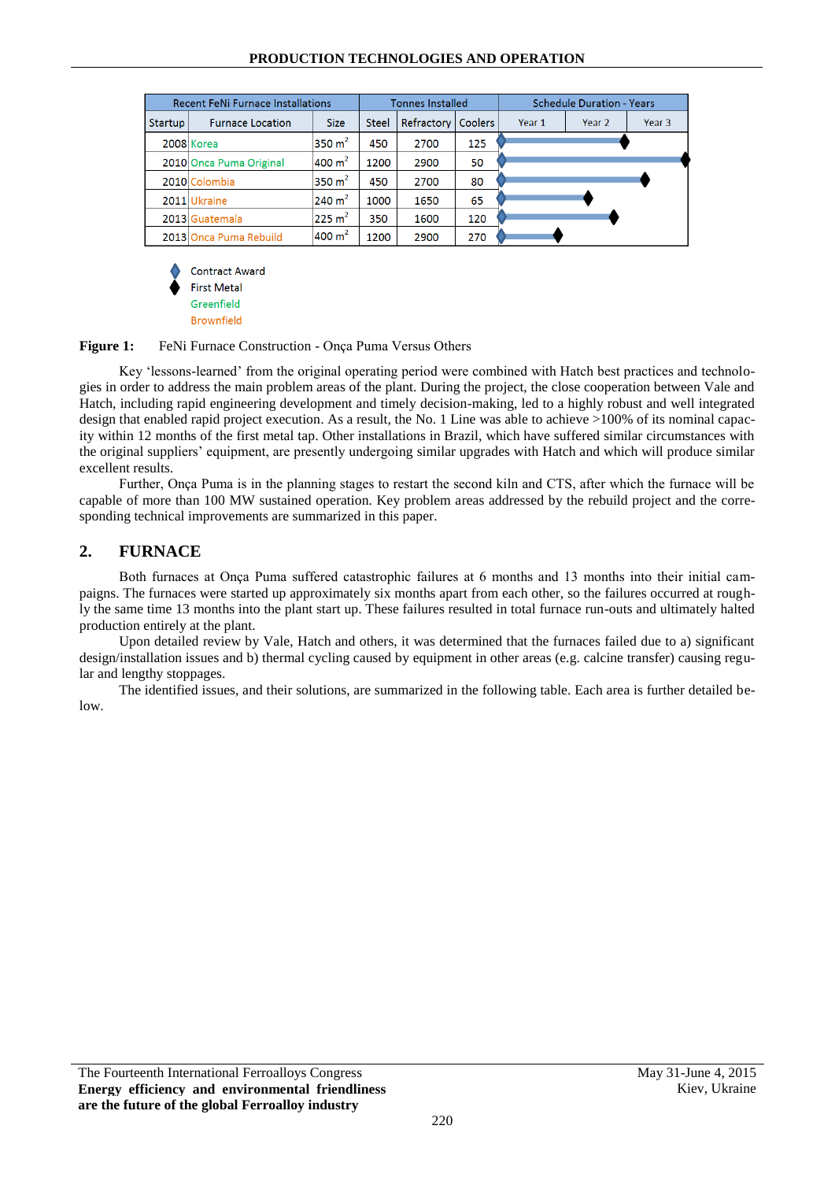| Recent FeNi Furnace Installations | | | Tonnes Installed | | | Schedule Duration - Years | | |
|---|---|---|---|---|---|---|---|---|
| Startup | Furnace Location | Size | Steel | Refractory | Coolers | Year 1 | Year 2 | Year 3 |
| 2008 | Korea | 350 m$^2$ | 450 | 2700 | 125 | | | |
| 2010 | Onca Puma Original | 400 m$^2$ | 1200 | 2900 | 50 | | | |
| 2010 | Colombia | 350 m$^2$ | 450 | 2700 | 80 | | | |
| 2011 | Ukraine | 240 m$^2$ | 1000 | 1650 | 65 | | | |
| 2013 | Guatemala | 225 m$^2$ | 350 | 1600 | 120 | | | |
| 2013 | Onca Puma Rebuild | 400 m$^2$ | 1200 | 2900 | 270 | | | |

Contract Award
First Metal
Greenfield
Brownfield

**Figure 1:** FeNi Furnace Construction - Onça Puma Versus Others

Key 'lessons-learned' from the original operating period were combined with Hatch best practices and technologies in order to address the main problem areas of the plant. During the project, the close cooperation between Vale and Hatch, including rapid engineering development and timely decision-making, led to a highly robust and well integrated design that enabled rapid project execution. As a result, the No. 1 Line was able to achieve >100% of its nominal capacity within 12 months of the first metal tap. Other installations in Brazil, which have suffered similar circumstances with the original suppliers' equipment, are presently undergoing similar upgrades with Hatch and which will produce similar excellent results.

Further, Onça Puma is in the planning stages to restart the second kiln and CTS, after which the furnace will be capable of more than 100 MW sustained operation. Key problem areas addressed by the rebuild project and the corresponding technical improvements are summarized in this paper.

## 2. FURNACE

Both furnaces at Onça Puma suffered catastrophic failures at 6 months and 13 months into their initial campaigns. The furnaces were started up approximately six months apart from each other, so the failures occurred at roughly the same time 13 months into the plant start up. These failures resulted in total furnace run-outs and ultimately halted production entirely at the plant.

Upon detailed review by Vale, Hatch and others, it was determined that the furnaces failed due to a) significant design/installation issues and b) thermal cycling caused by equipment in other areas (e.g. calcine transfer) causing regular and lengthy stoppages.

The identified issues, and their solutions, are summarized in the following table. Each area is further detailed below.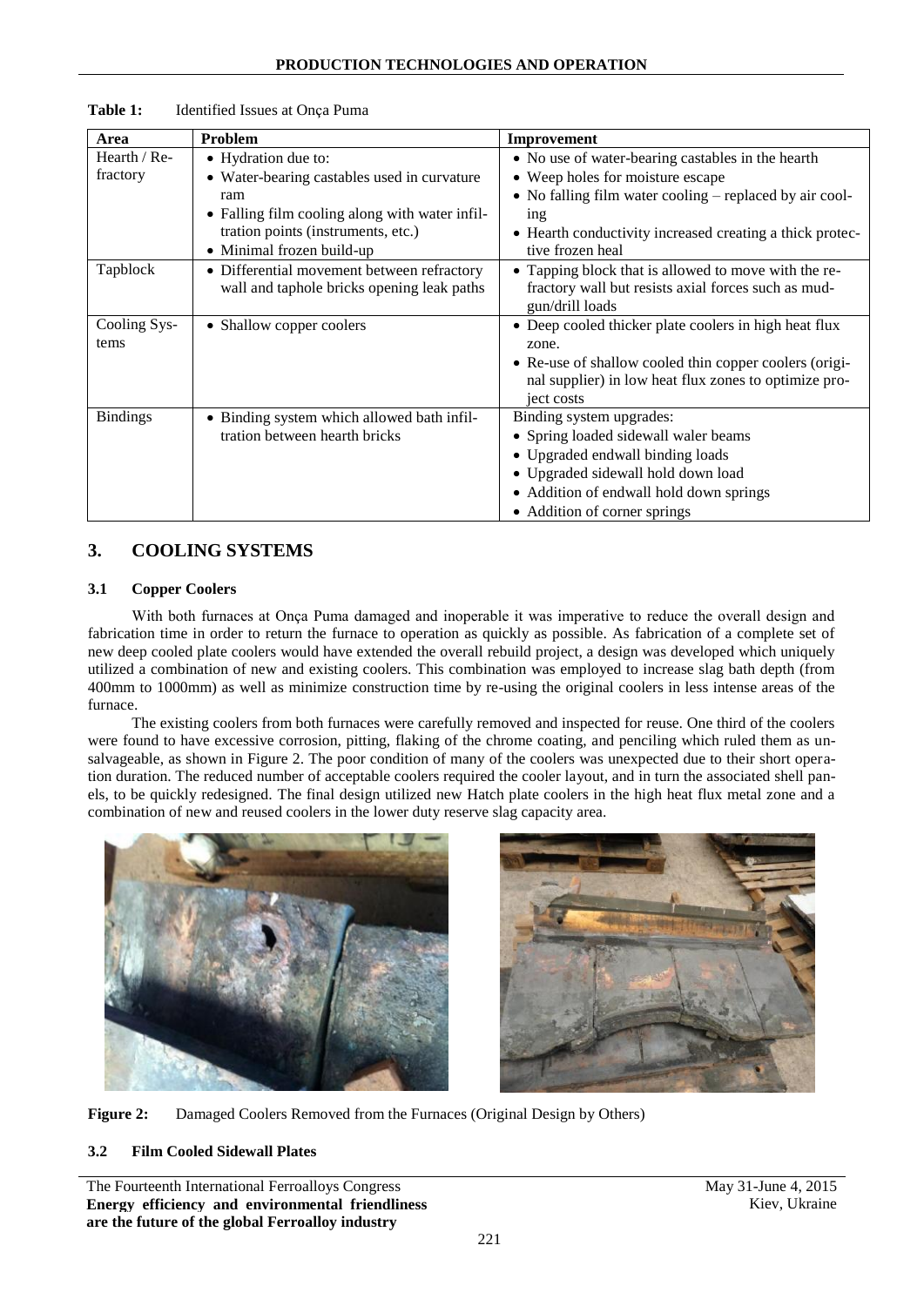**Table 1:** Identified Issues at Onça Puma

| Area | Problem | Improvement |
|---|---|---|
| Hearth / Refractory | • Hydration due to:<br>• Water-bearing castables used in curvature ram<br>• Falling film cooling along with water infiltration points (instruments, etc.)<br>• Minimal frozen build-up | • No use of water-bearing castables in the hearth<br>• Weep holes for moisture escape<br>• No falling film water cooling – replaced by air cooling<br>• Hearth conductivity increased creating a thick protective frozen heal |
| Tapblock | • Differential movement between refractory wall and taphole bricks opening leak paths | • Tapping block that is allowed to move with the refractory wall but resists axial forces such as mudgun/drill loads |
| Cooling Systems | • Shallow copper coolers | • Deep cooled thicker plate coolers in high heat flux zone.<br>• Re-use of shallow cooled thin copper coolers (original supplier) in low heat flux zones to optimize project costs |
| Bindings | • Binding system which allowed bath infiltration between hearth bricks | Binding system upgrades:<br>• Spring loaded sidewall waler beams<br>• Upgraded endwall binding loads<br>• Upgraded sidewall hold down load<br>• Addition of endwall hold down springs<br>• Addition of corner springs |

## 3. COOLING SYSTEMS

### 3.1 Copper Coolers

With both furnaces at Onça Puma damaged and inoperable it was imperative to reduce the overall design and fabrication time in order to return the furnace to operation as quickly as possible. As fabrication of a complete set of new deep cooled plate coolers would have extended the overall rebuild project, a design was developed which uniquely utilized a combination of new and existing coolers. This combination was employed to increase slag bath depth (from 400mm to 1000mm) as well as minimize construction time by re-using the original coolers in less intense areas of the furnace.

The existing coolers from both furnaces were carefully removed and inspected for reuse. One third of the coolers were found to have excessive corrosion, pitting, flaking of the chrome coating, and penciling which ruled them as unsalvageable, as shown in Figure 2. The poor condition of many of the coolers was unexpected due to their short operation duration. The reduced number of acceptable coolers required the cooler layout, and in turn the associated shell panels, to be quickly redesigned. The final design utilized new Hatch plate coolers in the high heat flux metal zone and a combination of new and reused coolers in the lower duty reserve slag capacity area.

**Figure 2:** Damaged Coolers Removed from the Furnaces (Original Design by Others)

### 3.2 Film Cooled Sidewall Plates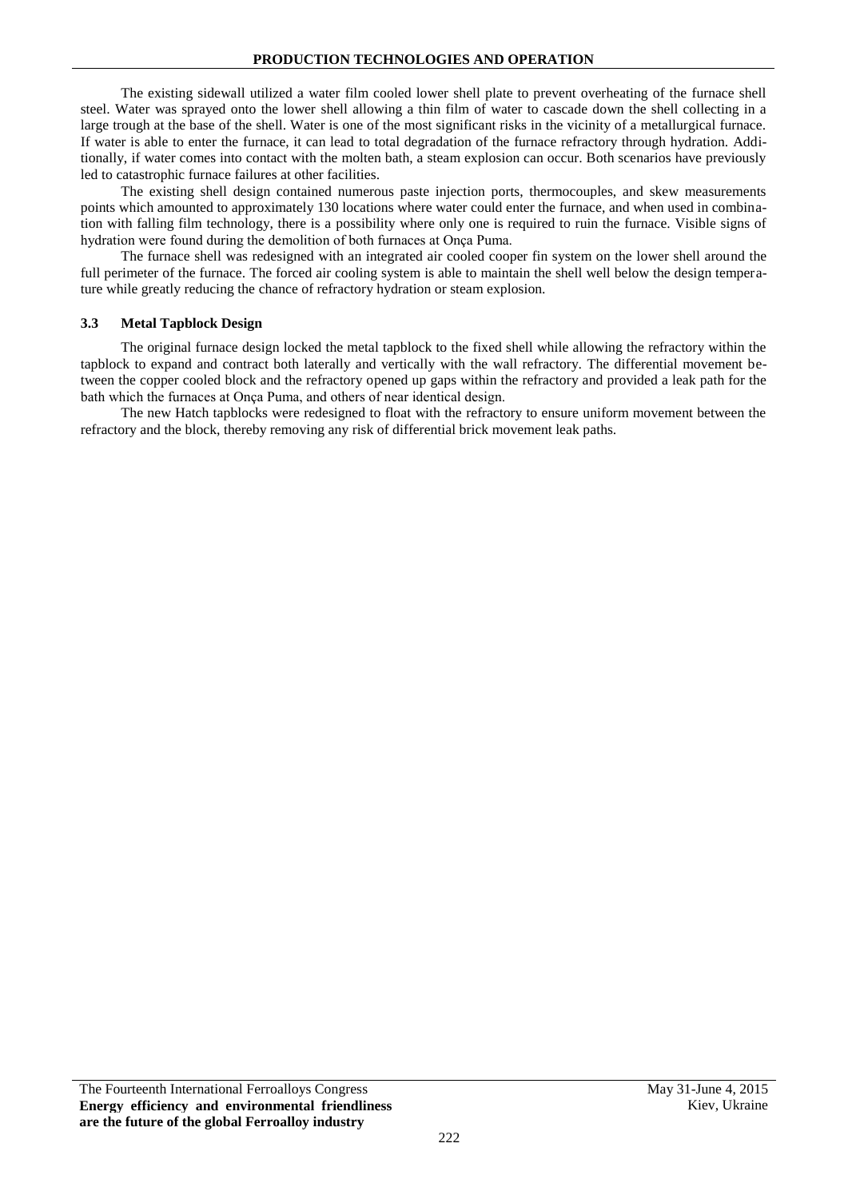The existing sidewall utilized a water film cooled lower shell plate to prevent overheating of the furnace shell steel. Water was sprayed onto the lower shell allowing a thin film of water to cascade down the shell collecting in a large trough at the base of the shell. Water is one of the most significant risks in the vicinity of a metallurgical furnace. If water is able to enter the furnace, it can lead to total degradation of the furnace refractory through hydration. Additionally, if water comes into contact with the molten bath, a steam explosion can occur. Both scenarios have previously led to catastrophic furnace failures at other facilities.

The existing shell design contained numerous paste injection ports, thermocouples, and skew measurements points which amounted to approximately 130 locations where water could enter the furnace, and when used in combination with falling film technology, there is a possibility where only one is required to ruin the furnace. Visible signs of hydration were found during the demolition of both furnaces at Onça Puma.

The furnace shell was redesigned with an integrated air cooled cooper fin system on the lower shell around the full perimeter of the furnace. The forced air cooling system is able to maintain the shell well below the design temperature while greatly reducing the chance of refractory hydration or steam explosion.

### 3.3 Metal Tapblock Design

The original furnace design locked the metal tapblock to the fixed shell while allowing the refractory within the tapblock to expand and contract both laterally and vertically with the wall refractory. The differential movement between the copper cooled block and the refractory opened up gaps within the refractory and provided a leak path for the bath which the furnaces at Onça Puma, and others of near identical design.

The new Hatch tapblocks were redesigned to float with the refractory to ensure uniform movement between the refractory and the block, thereby removing any risk of differential brick movement leak paths.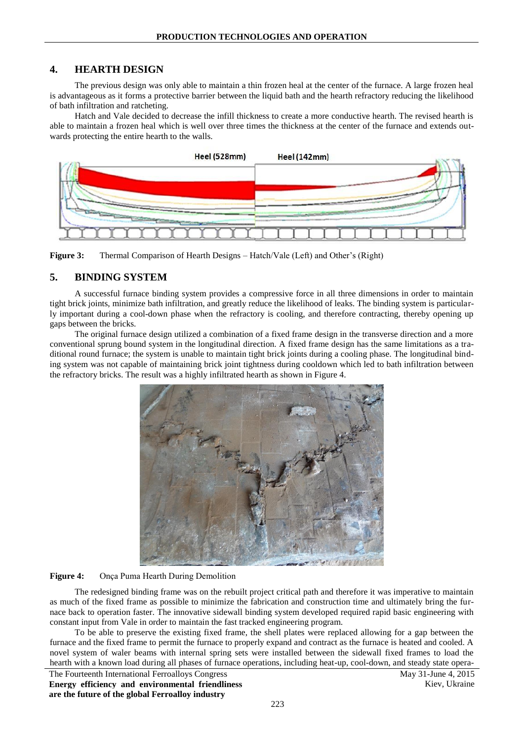## 4. HEARTH DESIGN

The previous design was only able to maintain a thin frozen heal at the center of the furnace. A large frozen heal is advantageous as it forms a protective barrier between the liquid bath and the hearth refractory reducing the likelihood of bath infiltration and ratcheting.

Hatch and Vale decided to decrease the infill thickness to create a more conductive hearth. The revised hearth is able to maintain a frozen heal which is well over three times the thickness at the center of the furnace and extends outwards protecting the entire hearth to the walls.

Heel (528mm)

Heel (142mm)

**Figure 3:** Thermal Comparison of Hearth Designs – Hatch/Vale (Left) and Other's (Right)

## 5. BINDING SYSTEM

A successful furnace binding system provides a compressive force in all three dimensions in order to maintain tight brick joints, minimize bath infiltration, and greatly reduce the likelihood of leaks. The binding system is particularly important during a cool-down phase when the refractory is cooling, and therefore contracting, thereby opening up gaps between the bricks.

The original furnace design utilized a combination of a fixed frame design in the transverse direction and a more conventional sprung bound system in the longitudinal direction. A fixed frame design has the same limitations as a traditional round furnace; the system is unable to maintain tight brick joints during a cooling phase. The longitudinal binding system was not capable of maintaining brick joint tightness during cooldown which led to bath infiltration between the refractory bricks. The result was a highly infiltrated hearth as shown in Figure 4.

**Figure 4:** Onça Puma Hearth During Demolition

The redesigned binding frame was on the rebuilt project critical path and therefore it was imperative to maintain as much of the fixed frame as possible to minimize the fabrication and construction time and ultimately bring the furnace back to operation faster. The innovative sidewall binding system developed required rapid basic engineering with constant input from Vale in order to maintain the fast tracked engineering program.

To be able to preserve the existing fixed frame, the shell plates were replaced allowing for a gap between the furnace and the fixed frame to permit the furnace to properly expand and contract as the furnace is heated and cooled. A novel system of waler beams with internal spring sets were installed between the sidewall fixed frames to load the hearth with a known load during all phases of furnace operations, including heat-up, cool-down, and steady state opera-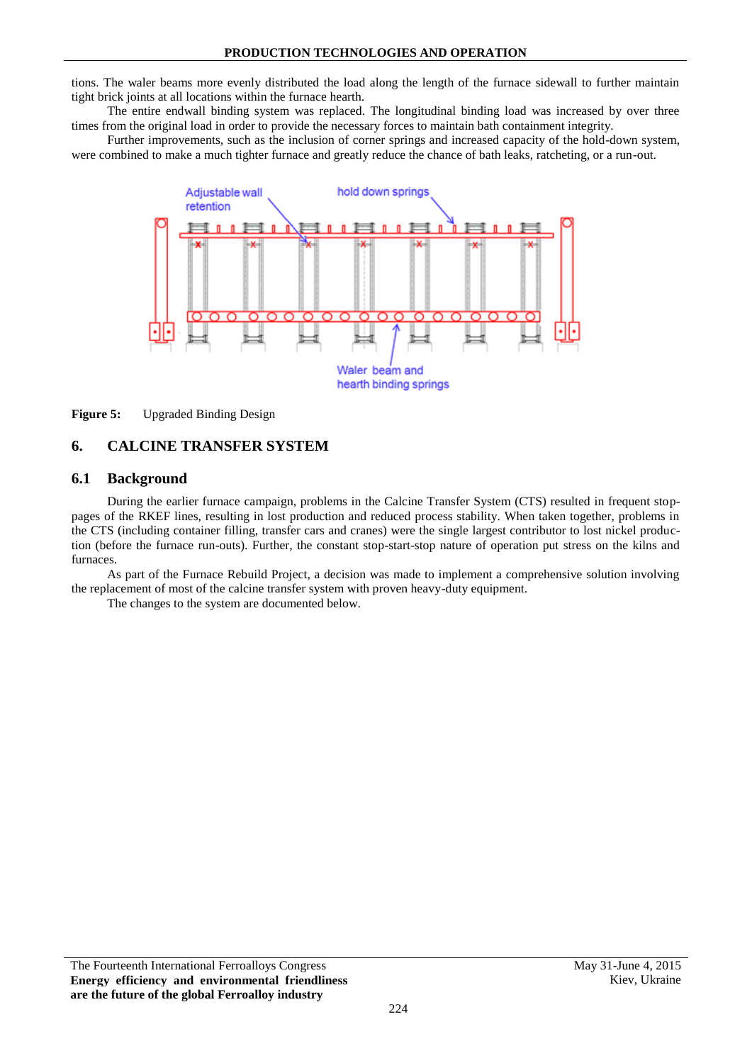tions. The waler beams more evenly distributed the load along the length of the furnace sidewall to further maintain tight brick joints at all locations within the furnace hearth.

The entire endwall binding system was replaced. The longitudinal binding load was increased by over three times from the original load in order to provide the necessary forces to maintain bath containment integrity.

Further improvements, such as the inclusion of corner springs and increased capacity of the hold-down system, were combined to make a much tighter furnace and greatly reduce the chance of bath leaks, ratcheting, or a run-out.

Adjustable wall retention

hold down springs

Waler beam and hearth binding springs

**Figure 5:** Upgraded Binding Design

## 6. CALCINE TRANSFER SYSTEM

### 6.1 Background

During the earlier furnace campaign, problems in the Calcine Transfer System (CTS) resulted in frequent stoppages of the RKEF lines, resulting in lost production and reduced process stability. When taken together, problems in the CTS (including container filling, transfer cars and cranes) were the single largest contributor to lost nickel production (before the furnace run-outs). Further, the constant stop-start-stop nature of operation put stress on the kilns and furnaces.

As part of the Furnace Rebuild Project, a decision was made to implement a comprehensive solution involving the replacement of most of the calcine transfer system with proven heavy-duty equipment.

The changes to the system are documented below.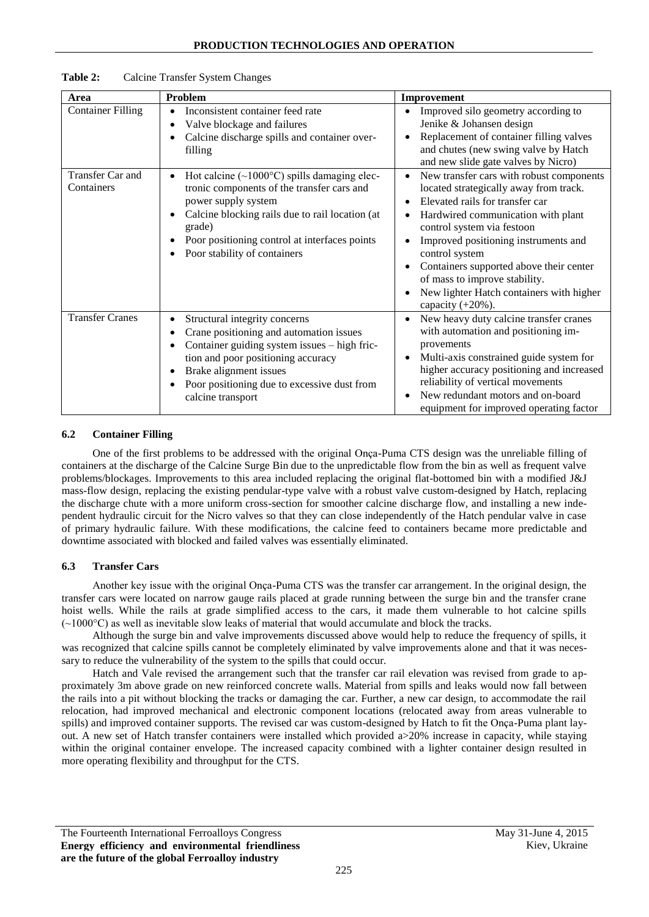**Table 2:** Calcine Transfer System Changes

| Area | Problem | Improvement |
|---|---|---|
| Container Filling | • Inconsistent container feed rate<br>• Valve blockage and failures<br>• Calcine discharge spills and container over-filling | • Improved silo geometry according to Jenike & Johansen design<br>• Replacement of container filling valves and chutes (new swing valve by Hatch and new slide gate valves by Nicro) |
| Transfer Car and Containers | • Hot calcine (~1000°C) spills damaging electronic components of the transfer cars and power supply system<br>• Calcine blocking rails due to rail location (at grade)<br>• Poor positioning control at interfaces points<br>• Poor stability of containers | • New transfer cars with robust components located strategically away from track.<br>• Elevated rails for transfer car<br>• Hardwired communication with plant control system via festoon<br>• Improved positioning instruments and control system<br>• Containers supported above their center of mass to improve stability.<br>• New lighter Hatch containers with higher capacity (+20%). |
| Transfer Cranes | • Structural integrity concerns<br>• Crane positioning and automation issues<br>• Container guiding system issues – high friction and poor positioning accuracy<br>• Brake alignment issues<br>• Poor positioning due to excessive dust from calcine transport | • New heavy duty calcine transfer cranes with automation and positioning improvements<br>• Multi-axis constrained guide system for higher accuracy positioning and increased reliability of vertical movements<br>• New redundant motors and on-board equipment for improved operating factor |

### 6.2 Container Filling

One of the first problems to be addressed with the original Onça-Puma CTS design was the unreliable filling of containers at the discharge of the Calcine Surge Bin due to the unpredictable flow from the bin as well as frequent valve problems/blockages. Improvements to this area included replacing the original flat-bottomed bin with a modified J&J mass-flow design, replacing the existing pendular-type valve with a robust valve custom-designed by Hatch, replacing the discharge chute with a more uniform cross-section for smoother calcine discharge flow, and installing a new independent hydraulic circuit for the Nicro valves so that they can close independently of the Hatch pendular valve in case of primary hydraulic failure. With these modifications, the calcine feed to containers became more predictable and downtime associated with blocked and failed valves was essentially eliminated.

### 6.3 Transfer Cars

Another key issue with the original Onça-Puma CTS was the transfer car arrangement. In the original design, the transfer cars were located on narrow gauge rails placed at grade running between the surge bin and the transfer crane hoist wells. While the rails at grade simplified access to the cars, it made them vulnerable to hot calcine spills (~1000°C) as well as inevitable slow leaks of material that would accumulate and block the tracks.

Although the surge bin and valve improvements discussed above would help to reduce the frequency of spills, it was recognized that calcine spills cannot be completely eliminated by valve improvements alone and that it was necessary to reduce the vulnerability of the system to the spills that could occur.

Hatch and Vale revised the arrangement such that the transfer car rail elevation was revised from grade to approximately 3m above grade on new reinforced concrete walls. Material from spills and leaks would now fall between the rails into a pit without blocking the tracks or damaging the car. Further, a new car design, to accommodate the rail relocation, had improved mechanical and electronic component locations (relocated away from areas vulnerable to spills) and improved container supports. The revised car was custom-designed by Hatch to fit the Onça-Puma plant layout. A new set of Hatch transfer containers were installed which provided a>20% increase in capacity, while staying within the original container envelope. The increased capacity combined with a lighter container design resulted in more operating flexibility and throughput for the CTS.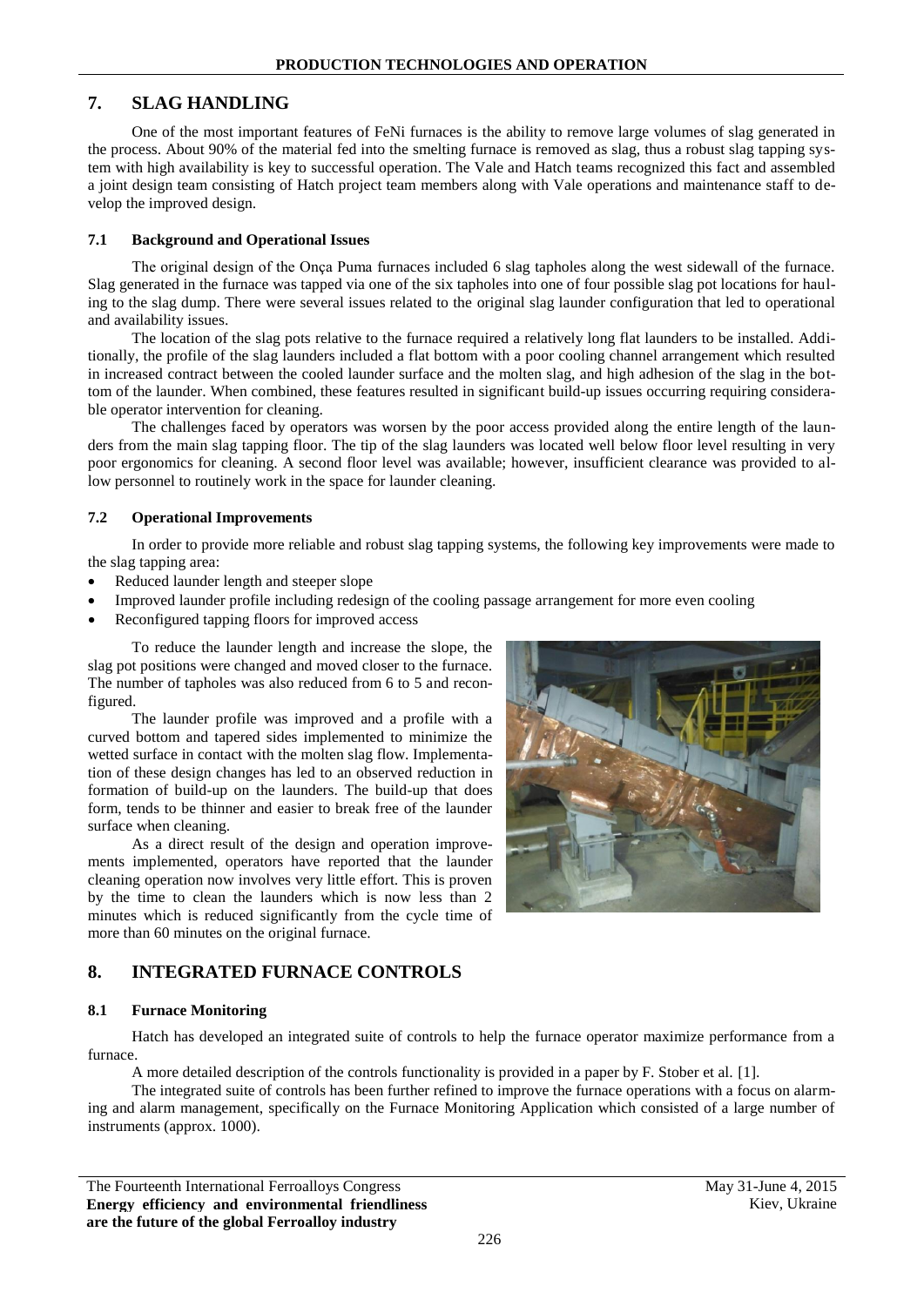## 7. SLAG HANDLING

One of the most important features of FeNi furnaces is the ability to remove large volumes of slag generated in the process. About 90% of the material fed into the smelting furnace is removed as slag, thus a robust slag tapping system with high availability is key to successful operation. The Vale and Hatch teams recognized this fact and assembled a joint design team consisting of Hatch project team members along with Vale operations and maintenance staff to develop the improved design.

### 7.1 Background and Operational Issues

The original design of the Onça Puma furnaces included 6 slag tapholes along the west sidewall of the furnace. Slag generated in the furnace was tapped via one of the six tapholes into one of four possible slag pot locations for hauling to the slag dump. There were several issues related to the original slag launder configuration that led to operational and availability issues.

The location of the slag pots relative to the furnace required a relatively long flat launders to be installed. Additionally, the profile of the slag launders included a flat bottom with a poor cooling channel arrangement which resulted in increased contract between the cooled launder surface and the molten slag, and high adhesion of the slag in the bottom of the launder. When combined, these features resulted in significant build-up issues occurring requiring considerable operator intervention for cleaning.

The challenges faced by operators was worsen by the poor access provided along the entire length of the launders from the main slag tapping floor. The tip of the slag launders was located well below floor level resulting in very poor ergonomics for cleaning. A second floor level was available; however, insufficient clearance was provided to allow personnel to routinely work in the space for launder cleaning.

### 7.2 Operational Improvements

In order to provide more reliable and robust slag tapping systems, the following key improvements were made to the slag tapping area:

- Reduced launder length and steeper slope
- Improved launder profile including redesign of the cooling passage arrangement for more even cooling
- Reconfigured tapping floors for improved access

To reduce the launder length and increase the slope, the slag pot positions were changed and moved closer to the furnace. The number of tapholes was also reduced from 6 to 5 and reconfigured.

The launder profile was improved and a profile with a curved bottom and tapered sides implemented to minimize the wetted surface in contact with the molten slag flow. Implementation of these design changes has led to an observed reduction in formation of build-up on the launders. The build-up that does form, tends to be thinner and easier to break free of the launder surface when cleaning.

As a direct result of the design and operation improvements implemented, operators have reported that the launder cleaning operation now involves very little effort. This is proven by the time to clean the launders which is now less than 2 minutes which is reduced significantly from the cycle time of more than 60 minutes on the original furnace.

## 8. INTEGRATED FURNACE CONTROLS

### 8.1 Furnace Monitoring

Hatch has developed an integrated suite of controls to help the furnace operator maximize performance from a furnace.

A more detailed description of the controls functionality is provided in a paper by F. Stober et al. [1].

The integrated suite of controls has been further refined to improve the furnace operations with a focus on alarming and alarm management, specifically on the Furnace Monitoring Application which consisted of a large number of instruments (approx. 1000).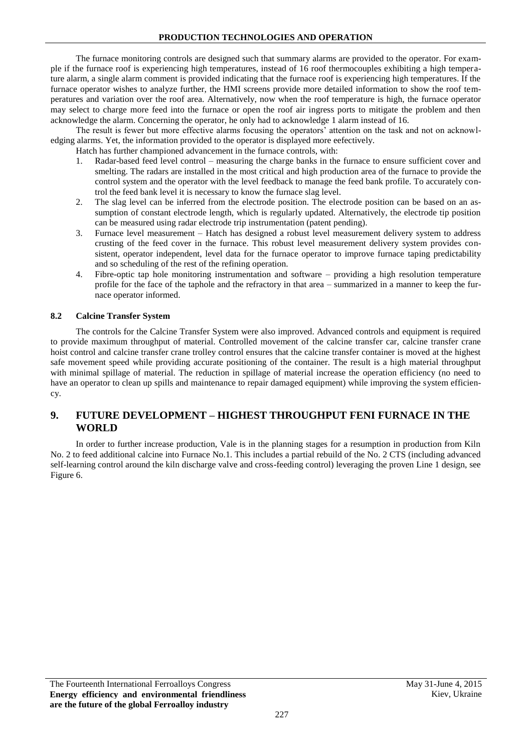The furnace monitoring controls are designed such that summary alarms are provided to the operator. For example if the furnace roof is experiencing high temperatures, instead of 16 roof thermocouples exhibiting a high temperature alarm, a single alarm comment is provided indicating that the furnace roof is experiencing high temperatures. If the furnace operator wishes to analyze further, the HMI screens provide more detailed information to show the roof temperatures and variation over the roof area. Alternatively, now when the roof temperature is high, the furnace operator may select to charge more feed into the furnace or open the roof air ingress ports to mitigate the problem and then acknowledge the alarm. Concerning the operator, he only had to acknowledge 1 alarm instead of 16.

The result is fewer but more effective alarms focusing the operators' attention on the task and not on acknowledging alarms. Yet, the information provided to the operator is displayed more eefectively.

Hatch has further championed advancement in the furnace controls, with:

1. Radar-based feed level control – measuring the charge banks in the furnace to ensure sufficient cover and smelting. The radars are installed in the most critical and high production area of the furnace to provide the control system and the operator with the level feedback to manage the feed bank profile. To accurately control the feed bank level it is necessary to know the furnace slag level.
2. The slag level can be inferred from the electrode position. The electrode position can be based on an assumption of constant electrode length, which is regularly updated. Alternatively, the electrode tip position can be measured using radar electrode trip instrumentation (patent pending).
3. Furnace level measurement – Hatch has designed a robust level measurement delivery system to address crusting of the feed cover in the furnace. This robust level measurement delivery system provides consistent, operator independent, level data for the furnace operator to improve furnace taping predictability and so scheduling of the rest of the refining operation.
4. Fibre-optic tap hole monitoring instrumentation and software – providing a high resolution temperature profile for the face of the taphole and the refractory in that area – summarized in a manner to keep the furnace operator informed.

### 8.2 Calcine Transfer System

The controls for the Calcine Transfer System were also improved. Advanced controls and equipment is required to provide maximum throughput of material. Controlled movement of the calcine transfer car, calcine transfer crane hoist control and calcine transfer crane trolley control ensures that the calcine transfer container is moved at the highest safe movement speed while providing accurate positioning of the container. The result is a high material throughput with minimal spillage of material. The reduction in spillage of material increase the operation efficiency (no need to have an operator to clean up spills and maintenance to repair damaged equipment) while improving the system efficiency.

## 9. FUTURE DEVELOPMENT – HIGHEST THROUGHPUT FENI FURNACE IN THE WORLD

In order to further increase production, Vale is in the planning stages for a resumption in production from Kiln No. 2 to feed additional calcine into Furnace No.1. This includes a partial rebuild of the No. 2 CTS (including advanced self-learning control around the kiln discharge valve and cross-feeding control) leveraging the proven Line 1 design, see Figure 6.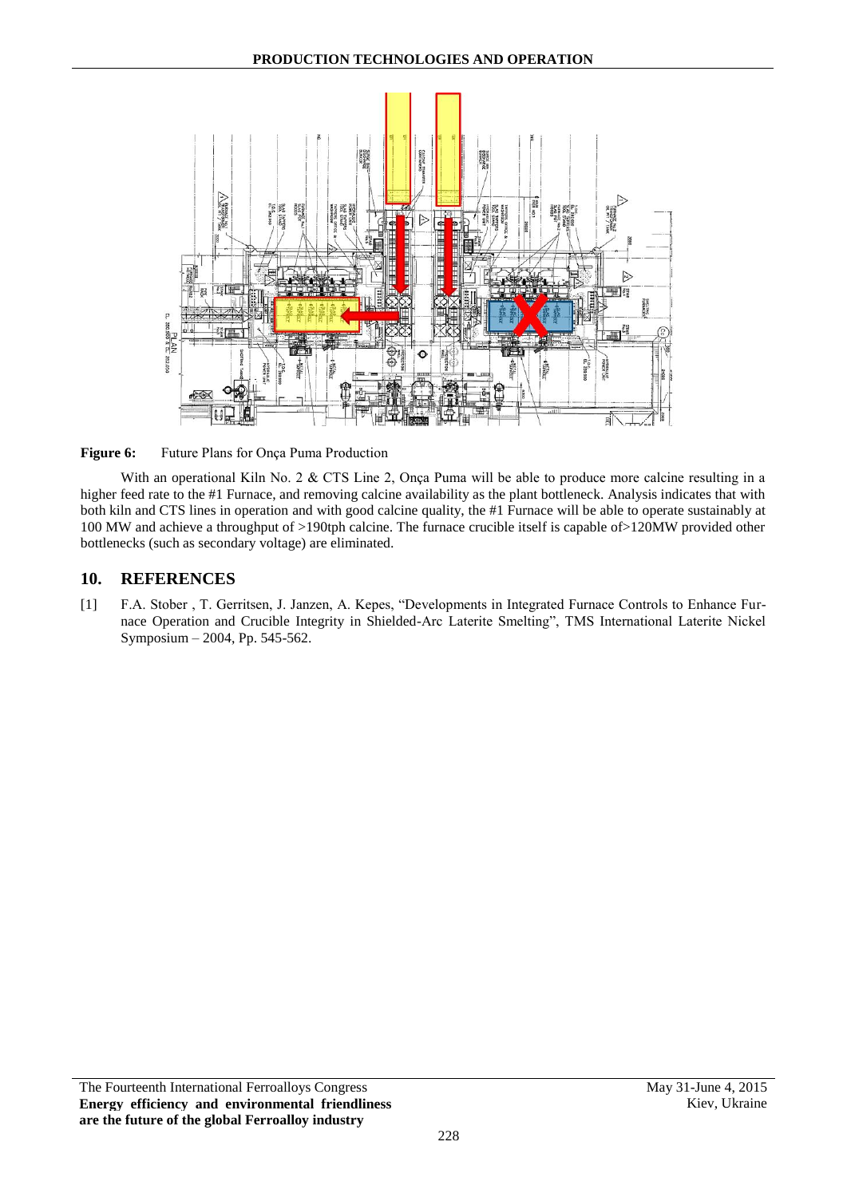**Figure 6:** Future Plans for Onça Puma Production

With an operational Kiln No. 2 & CTS Line 2, Onça Puma will be able to produce more calcine resulting in a higher feed rate to the #1 Furnace, and removing calcine availability as the plant bottleneck. Analysis indicates that with both kiln and CTS lines in operation and with good calcine quality, the #1 Furnace will be able to operate sustainably at 100 MW and achieve a throughput of >190tph calcine. The furnace crucible itself is capable of>120MW provided other bottlenecks (such as secondary voltage) are eliminated.

## 10. REFERENCES

[1] F.A. Stober , T. Gerritsen, J. Janzen, A. Kepes, "Developments in Integrated Furnace Controls to Enhance Furnace Operation and Crucible Integrity in Shielded-Arc Laterite Smelting", TMS International Laterite Nickel Symposium – 2004, Pp. 545-562.